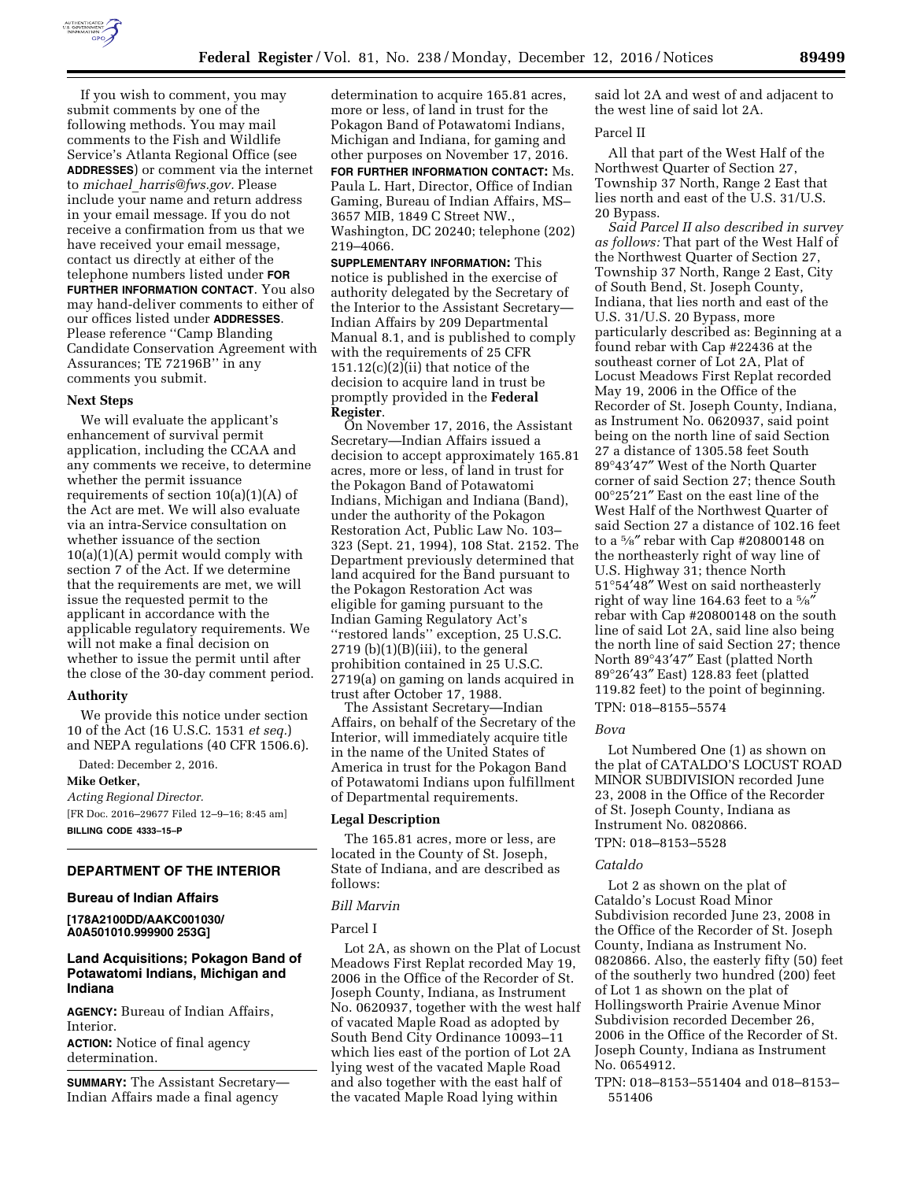If you wish to comment, you may submit comments by one of the following methods. You may mail comments to the Fish and Wildlife Service's Atlanta Regional Office (see **ADDRESSES**) or comment via the internet to *michael_harris@fws.gov.* Please include your name and return address in your email message. If you do not receive a confirmation from us that we have received your email message, contact us directly at either of the telephone numbers listed under **FOR FURTHER INFORMATION CONTACT**. You also may hand-deliver comments to either of our offices listed under **ADDRESSES**. Please reference ''Camp Blanding Candidate Conservation Agreement with Assurances; TE 72196B'' in any comments you submit.

**Next Steps**

We will evaluate the applicant's enhancement of survival permit application, including the CCAA and any comments we receive, to determine whether the permit issuance requirements of section 10(a)(1)(A) of the Act are met. We will also evaluate via an intra-Service consultation on whether issuance of the section 10(a)(1)(A) permit would comply with section 7 of the Act. If we determine that the requirements are met, we will issue the requested permit to the applicant in accordance with the applicable regulatory requirements. We will not make a final decision on whether to issue the permit until after the close of the 30-day comment period.

**Authority**

We provide this notice under section 10 of the Act (16 U.S.C. 1531 *et seq.*) and NEPA regulations (40 CFR 1506.6).

Dated: December 2, 2016.

**Mike Oetker,**

*Acting Regional Director.*

[FR Doc. 2016–29677 Filed 12–9–16; 8:45 am]

**BILLING CODE 4333–15–P**

## DEPARTMENT OF THE INTERIOR

### Bureau of Indian Affairs

**[178A2100DD/AAKC001030/A0A501010.999900 253G]**

### Land Acquisitions; Pokagon Band of Potawatomi Indians, Michigan and Indiana

**AGENCY:** Bureau of Indian Affairs, Interior.

**ACTION:** Notice of final agency determination.

**SUMMARY:** The Assistant Secretary—Indian Affairs made a final agency determination to acquire 165.81 acres, more or less, of land in trust for the Pokagon Band of Potawatomi Indians, Michigan and Indiana, for gaming and other purposes on November 17, 2016.

**FOR FURTHER INFORMATION CONTACT:** Ms. Paula L. Hart, Director, Office of Indian Gaming, Bureau of Indian Affairs, MS–3657 MIB, 1849 C Street NW., Washington, DC 20240; telephone (202) 219–4066.

**SUPPLEMENTARY INFORMATION:** This notice is published in the exercise of authority delegated by the Secretary of the Interior to the Assistant Secretary—Indian Affairs by 209 Departmental Manual 8.1, and is published to comply with the requirements of 25 CFR 151.12(c)(2)(ii) that notice of the decision to acquire land in trust be promptly provided in the **Federal Register**.

On November 17, 2016, the Assistant Secretary—Indian Affairs issued a decision to accept approximately 165.81 acres, more or less, of land in trust for the Pokagon Band of Potawatomi Indians, Michigan and Indiana (Band), under the authority of the Pokagon Restoration Act, Public Law No. 103–323 (Sept. 21, 1994), 108 Stat. 2152. The Department previously determined that land acquired for the Band pursuant to the Pokagon Restoration Act was eligible for gaming pursuant to the Indian Gaming Regulatory Act's ''restored lands'' exception, 25 U.S.C. 2719 (b)(1)(B)(iii), to the general prohibition contained in 25 U.S.C. 2719(a) on gaming on lands acquired in trust after October 17, 1988.

The Assistant Secretary—Indian Affairs, on behalf of the Secretary of the Interior, will immediately acquire title in the name of the United States of America in trust for the Pokagon Band of Potawatomi Indians upon fulfillment of Departmental requirements.

**Legal Description**

The 165.81 acres, more or less, are located in the County of St. Joseph, State of Indiana, and are described as follows:

*Bill Marvin*

Parcel I

Lot 2A, as shown on the Plat of Locust Meadows First Replat recorded May 19, 2006 in the Office of the Recorder of St. Joseph County, Indiana, as Instrument No. 0620937, together with the west half of vacated Maple Road as adopted by South Bend City Ordinance 10093–11 which lies east of the portion of Lot 2A lying west of the vacated Maple Road and also together with the east half of the vacated Maple Road lying within said lot 2A and west of and adjacent to the west line of said lot 2A.

Parcel II

All that part of the West Half of the Northwest Quarter of Section 27, Township 37 North, Range 2 East that lies north and east of the U.S. 31/U.S. 20 Bypass.

*Said Parcel II also described in survey as follows:* That part of the West Half of the Northwest Quarter of Section 27, Township 37 North, Range 2 East, City of South Bend, St. Joseph County, Indiana, that lies north and east of the U.S. 31/U.S. 20 Bypass, more particularly described as: Beginning at a found rebar with Cap #22436 at the southeast corner of Lot 2A, Plat of Locust Meadows First Replat recorded May 19, 2006 in the Office of the Recorder of St. Joseph County, Indiana, as Instrument No. 0620937, said point being on the north line of said Section 27 a distance of 1305.58 feet South 89°43′47″ West of the North Quarter corner of said Section 27; thence South 00°25′21″ East on the east line of the West Half of the Northwest Quarter of said Section 27 a distance of 102.16 feet to a ⅝″ rebar with Cap #20800148 on the northeasterly right of way line of U.S. Highway 31; thence North 51°54′48″ West on said northeasterly right of way line 164.63 feet to a ⅝″ rebar with Cap #20800148 on the south line of said Lot 2A, said line also being the north line of said Section 27; thence North 89°43′47″ East (platted North 89°26′43″ East) 128.83 feet (platted 119.82 feet) to the point of beginning.

TPN: 018–8155–5574

*Bova*

Lot Numbered One (1) as shown on the plat of CATALDO'S LOCUST ROAD MINOR SUBDIVISION recorded June 23, 2008 in the Office of the Recorder of St. Joseph County, Indiana as Instrument No. 0820866.

TPN: 018–8153–5528

*Cataldo*

Lot 2 as shown on the plat of Cataldo's Locust Road Minor Subdivision recorded June 23, 2008 in the Office of the Recorder of St. Joseph County, Indiana as Instrument No. 0820866. Also, the easterly fifty (50) feet of the southerly two hundred (200) feet of Lot 1 as shown on the plat of Hollingsworth Prairie Avenue Minor Subdivision recorded December 26, 2006 in the Office of the Recorder of St. Joseph County, Indiana as Instrument No. 0654912.

TPN: 018–8153–551404 and 018–8153–551406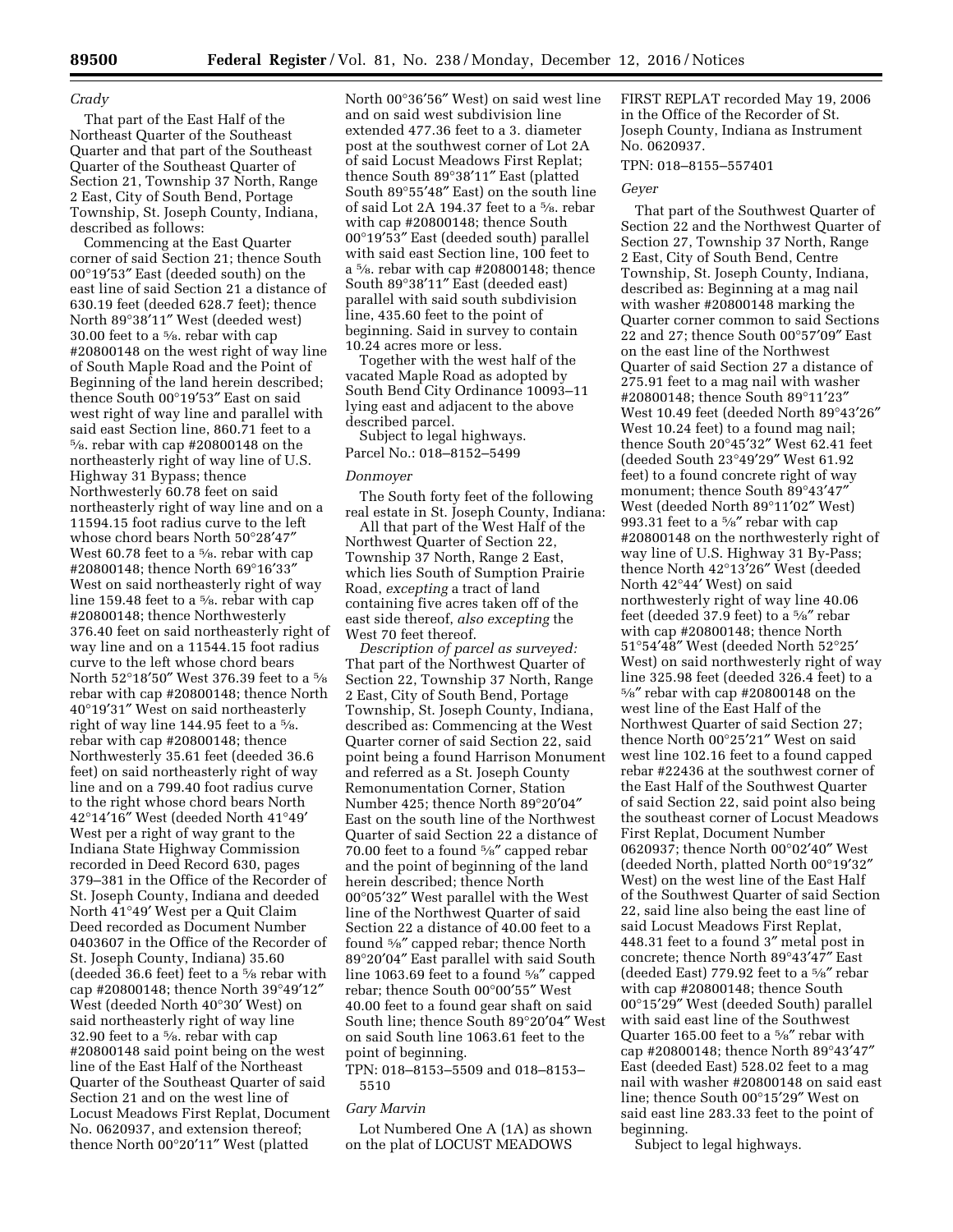*Crady*

That part of the East Half of the Northeast Quarter of the Southeast Quarter and that part of the Southeast Quarter of the Southeast Quarter of Section 21, Township 37 North, Range 2 East, City of South Bend, Portage Township, St. Joseph County, Indiana, described as follows:

Commencing at the East Quarter corner of said Section 21; thence South 00°19′53″ East (deeded south) on the east line of said Section 21 a distance of 630.19 feet (deeded 628.7 feet); thence North 89°38′11″ West (deeded west) 30.00 feet to a ⅝. rebar with cap #20800148 on the west right of way line of South Maple Road and the Point of Beginning of the land herein described; thence South 00°19′53″ East on said west right of way line and parallel with said east Section line, 860.71 feet to a ⅝. rebar with cap #20800148 on the northeasterly right of way line of U.S. Highway 31 Bypass; thence Northwesterly 60.78 feet on said northeasterly right of way line and on a 11594.15 foot radius curve to the left whose chord bears North 50°28′47″ West 60.78 feet to a ⅝. rebar with cap #20800148; thence North 69°16′33″ West on said northeasterly right of way line 159.48 feet to a ⅝. rebar with cap #20800148; thence Northwesterly 376.40 feet on said northeasterly right of way line and on a 11544.15 foot radius curve to the left whose chord bears North 52°18′50″ West 376.39 feet to a ⅝ rebar with cap #20800148; thence North 40°19′31″ West on said northeasterly right of way line 144.95 feet to a ⅝. rebar with cap #20800148; thence Northwesterly 35.61 feet (deeded 36.6 feet) on said northeasterly right of way line and on a 799.40 foot radius curve to the right whose chord bears North 42°14′16″ West (deeded North 41°49′ West per a right of way grant to the Indiana State Highway Commission recorded in Deed Record 630, pages 379–381 in the Office of the Recorder of St. Joseph County, Indiana and deeded North 41°49′ West per a Quit Claim Deed recorded as Document Number 0403607 in the Office of the Recorder of St. Joseph County, Indiana) 35.60 (deeded 36.6 feet) feet to a ⅝ rebar with cap #20800148; thence North 39°49′12″ West (deeded North 40°30′ West) on said northeasterly right of way line 32.90 feet to a ⅝. rebar with cap #20800148 said point being on the west line of the East Half of the Northeast Quarter of the Southeast Quarter of said Section 21 and on the west line of Locust Meadows First Replat, Document No. 0620937, and extension thereof; thence North 00°20′11″ West (platted North 00°36′56″ West) on said west line and on said west subdivision line extended 477.36 feet to a 3. diameter post at the southwest corner of Lot 2A of said Locust Meadows First Replat; thence South 89°38′11″ East (platted South 89°55′48″ East) on the south line of said Lot 2A 194.37 feet to a ⅝. rebar with cap #20800148; thence South 00°19′53″ East (deeded south) parallel with said east Section line, 100 feet to a ⅝. rebar with cap #20800148; thence South 89°38′11″ East (deeded east) parallel with said south subdivision line, 435.60 feet to the point of beginning. Said in survey to contain 10.24 acres more or less.

Together with the west half of the vacated Maple Road as adopted by South Bend City Ordinance 10093–11 lying east and adjacent to the above described parcel.

Subject to legal highways.

Parcel No.: 018–8152–5499

*Donmoyer*

The South forty feet of the following real estate in St. Joseph County, Indiana:

All that part of the West Half of the Northwest Quarter of Section 22, Township 37 North, Range 2 East, which lies South of Sumption Prairie Road, *excepting* a tract of land containing five acres taken off of the east side thereof, *also excepting* the West 70 feet thereof.

*Description of parcel as surveyed:* That part of the Northwest Quarter of Section 22, Township 37 North, Range 2 East, City of South Bend, Portage Township, St. Joseph County, Indiana, described as: Commencing at the West Quarter corner of said Section 22, said point being a found Harrison Monument and referred as a St. Joseph County Remonumentation Corner, Station Number 425; thence North 89°20′04″ East on the south line of the Northwest Quarter of said Section 22 a distance of 70.00 feet to a found ⅝″ capped rebar and the point of beginning of the land herein described; thence North 00°05′32″ West parallel with the West line of the Northwest Quarter of said Section 22 a distance of 40.00 feet to a found ⅝″ capped rebar; thence North 89°20′04″ East parallel with said South line 1063.69 feet to a found ⅝″ capped rebar; thence South 00°00′55″ West 40.00 feet to a found gear shaft on said South line; thence South 89°20′04″ West on said South line 1063.61 feet to the point of beginning.

TPN: 018–8153–5509 and 018–8153–5510

*Gary Marvin*

Lot Numbered One A (1A) as shown on the plat of LOCUST MEADOWS FIRST REPLAT recorded May 19, 2006 in the Office of the Recorder of St. Joseph County, Indiana as Instrument No. 0620937.

TPN: 018–8155–557401

*Geyer*

That part of the Southwest Quarter of Section 22 and the Northwest Quarter of Section 27, Township 37 North, Range 2 East, City of South Bend, Centre Township, St. Joseph County, Indiana, described as: Beginning at a mag nail with washer #20800148 marking the Quarter corner common to said Sections 22 and 27; thence South 00°57′09″ East on the east line of the Northwest Quarter of said Section 27 a distance of 275.91 feet to a mag nail with washer #20800148; thence South 89°11′23″ West 10.49 feet (deeded North 89°43′26″ West 10.24 feet) to a found mag nail; thence South 20°45′32″ West 62.41 feet (deeded South 23°49′29″ West 61.92 feet) to a found concrete right of way monument; thence South 89°43′47″ West (deeded North 89°11′02″ West) 993.31 feet to a ⅝″ rebar with cap #20800148 on the northwesterly right of way line of U.S. Highway 31 By-Pass; thence North 42°13′26″ West (deeded North 42°44′ West) on said northwesterly right of way line 40.06 feet (deeded 37.9 feet) to a ⅝″ rebar with cap #20800148; thence North 51°54′48″ West (deeded North 52°25′ West) on said northwesterly right of way line 325.98 feet (deeded 326.4 feet) to a ⅝″ rebar with cap #20800148 on the west line of the East Half of the Northwest Quarter of said Section 27; thence North 00°25′21″ West on said west line 102.16 feet to a found capped rebar #22436 at the southwest corner of the East Half of the Southwest Quarter of said Section 22, said point also being the southeast corner of Locust Meadows First Replat, Document Number 0620937; thence North 00°02′40″ West (deeded North, platted North 00°19′32″ West) on the west line of the East Half of the Southwest Quarter of said Section 22, said line also being the east line of said Locust Meadows First Replat, 448.31 feet to a found 3″ metal post in concrete; thence North 89°43′47″ East (deeded East) 779.92 feet to a ⅝″ rebar with cap #20800148; thence South 00°15′29″ West (deeded South) parallel with said east line of the Southwest Quarter 165.00 feet to a ⅝″ rebar with cap #20800148; thence North 89°43′47″ East (deeded East) 528.02 feet to a mag nail with washer #20800148 on said east line; thence South 00°15′29″ West on said east line 283.33 feet to the point of beginning.

Subject to legal highways.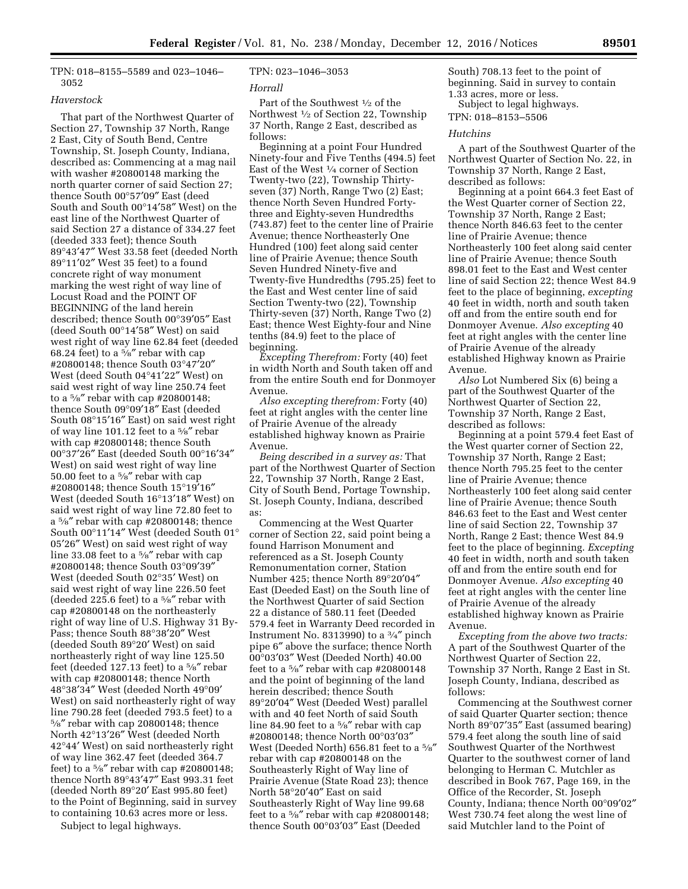TPN: 018–8155–5589 and 023–1046–3052

*Haverstock*

That part of the Northwest Quarter of Section 27, Township 37 North, Range 2 East, City of South Bend, Centre Township, St. Joseph County, Indiana, described as: Commencing at a mag nail with washer #20800148 marking the north quarter corner of said Section 27; thence South 00°57′09″ East (deed South and South 00°14′58″ West) on the east line of the Northwest Quarter of said Section 27 a distance of 334.27 feet (deeded 333 feet); thence South 89°43′47″ West 33.58 feet (deeded North 89°11′02″ West 35 feet) to a found concrete right of way monument marking the west right of way line of Locust Road and the POINT OF BEGINNING of the land herein described; thence South 00°39′05″ East (deed South 00°14′58″ West) on said west right of way line 62.84 feet (deeded 68.24 feet) to a 5⁄8″ rebar with cap #20800148; thence South 03°47′20″ West (deed South 04°41′22″ West) on said west right of way line 250.74 feet to a 5⁄8″ rebar with cap #20800148; thence South 09°09′18″ East (deeded South 08°15′16″ East) on said west right of way line 101.12 feet to a 5⁄8″ rebar with cap #20800148; thence South 00°37′26″ East (deeded South 00°16′34″ West) on said west right of way line 50.00 feet to a 5⁄8″ rebar with cap #20800148; thence South 15°19′16″ West (deeded South 16°13′18″ West) on said west right of way line 72.80 feet to a 5⁄8″ rebar with cap #20800148; thence South 00°11′14″ West (deeded South 01° 05′26″ West) on said west right of way line 33.08 feet to a 5⁄8″ rebar with cap #20800148; thence South 03°09′39″ West (deeded South 02°35′ West) on said west right of way line 226.50 feet (deeded 225.6 feet) to a 5⁄8″ rebar with cap #20800148 on the northeasterly right of way line of U.S. Highway 31 By-Pass; thence South 88°38′20″ West (deeded South 89°20′ West) on said northeasterly right of way line 125.50 feet (deeded 127.13 feet) to a 5⁄8″ rebar with cap #20800148; thence North 48°38′34″ West (deeded North 49°09′ West) on said northeasterly right of way line 790.28 feet (deeded 793.5 feet) to a 5⁄8″ rebar with cap 20800148; thence North 42°13′26″ West (deeded North 42°44′ West) on said northeasterly right of way line 362.47 feet (deeded 364.7 feet) to a 5⁄8″ rebar with cap #20800148; thence North 89°43′47″ East 993.31 feet (deeded North 89°20′ East 995.80 feet) to the Point of Beginning, said in survey to containing 10.63 acres more or less.

Subject to legal highways.

TPN: 023–1046–3053

*Horrall*

Part of the Southwest ½ of the Northwest ½ of Section 22, Township 37 North, Range 2 East, described as follows:

Beginning at a point Four Hundred Ninety-four and Five Tenths (494.5) feet East of the West ¼ corner of Section Twenty-two (22), Township Thirty-seven (37) North, Range Two (2) East; thence North Seven Hundred Forty-three and Eighty-seven Hundredths (743.87) feet to the center line of Prairie Avenue; thence Northeasterly One Hundred (100) feet along said center line of Prairie Avenue; thence South Seven Hundred Ninety-five and Twenty-five Hundredths (795.25) feet to the East and West center line of said Section Twenty-two (22), Township Thirty-seven (37) North, Range Two (2) East; thence West Eighty-four and Nine tenths (84.9) feet to the place of beginning.

*Excepting Therefrom:* Forty (40) feet in width North and South taken off and from the entire South end for Donmoyer Avenue.

*Also excepting therefrom:* Forty (40) feet at right angles with the center line of Prairie Avenue of the already established highway known as Prairie Avenue.

*Being described in a survey as:* That part of the Northwest Quarter of Section 22, Township 37 North, Range 2 East, City of South Bend, Portage Township, St. Joseph County, Indiana, described as:

Commencing at the West Quarter corner of Section 22, said point being a found Harrison Monument and referenced as a St. Joseph County Remonumentation corner, Station Number 425; thence North 89°20′04″ East (Deeded East) on the South line of the Northwest Quarter of said Section 22 a distance of 580.11 feet (Deeded 579.4 feet in Warranty Deed recorded in Instrument No. 8313990) to a ¾″ pinch pipe 6″ above the surface; thence North 00°03′03″ West (Deeded North) 40.00 feet to a 5⁄8″ rebar with cap #20800148 and the point of beginning of the land herein described; thence South 89°20′04″ West (Deeded West) parallel with and 40 feet North of said South line 84.90 feet to a 5⁄8″ rebar with cap #20800148; thence North 00°03′03″ West (Deeded North) 656.81 feet to a 5⁄8″ rebar with cap #20800148 on the Southeasterly Right of Way line of Prairie Avenue (State Road 23); thence North 58°20′40″ East on said Southeasterly Right of Way line 99.68 feet to a 5⁄8″ rebar with cap #20800148; thence South 00°03′03″ East (Deeded South) 708.13 feet to the point of beginning. Said in survey to contain 1.33 acres, more or less.

Subject to legal highways.

TPN: 018–8153–5506

*Hutchins*

A part of the Southwest Quarter of the Northwest Quarter of Section No. 22, in Township 37 North, Range 2 East, described as follows:

Beginning at a point 664.3 feet East of the West Quarter corner of Section 22, Township 37 North, Range 2 East; thence North 846.63 feet to the center line of Prairie Avenue; thence Northeasterly 100 feet along said center line of Prairie Avenue; thence South 898.01 feet to the East and West center line of said Section 22; thence West 84.9 feet to the place of beginning, *excepting* 40 feet in width, north and south taken off and from the entire south end for Donmoyer Avenue. *Also excepting* 40 feet at right angles with the center line of Prairie Avenue of the already established Highway known as Prairie Avenue.

*Also* Lot Numbered Six (6) being a part of the Southwest Quarter of the Northwest Quarter of Section 22, Township 37 North, Range 2 East, described as follows:

Beginning at a point 579.4 feet East of the West quarter corner of Section 22, Township 37 North, Range 2 East; thence North 795.25 feet to the center line of Prairie Avenue; thence Northeasterly 100 feet along said center line of Prairie Avenue; thence South 846.63 feet to the East and West center line of said Section 22, Township 37 North, Range 2 East; thence West 84.9 feet to the place of beginning. *Excepting* 40 feet in width, north and south taken off and from the entire south end for Donmoyer Avenue. *Also excepting* 40 feet at right angles with the center line of Prairie Avenue of the already established highway known as Prairie Avenue.

*Excepting from the above two tracts:* A part of the Southwest Quarter of the Northwest Quarter of Section 22, Township 37 North, Range 2 East in St. Joseph County, Indiana, described as follows:

Commencing at the Southwest corner of said Quarter Quarter section; thence North 89°07′35″ East (assumed bearing) 579.4 feet along the south line of said Southwest Quarter of the Northwest Quarter to the southwest corner of land belonging to Herman C. Mutchler as described in Book 767, Page 169, in the Office of the Recorder, St. Joseph County, Indiana; thence North 00°09′02″ West 730.74 feet along the west line of said Mutchler land to the Point of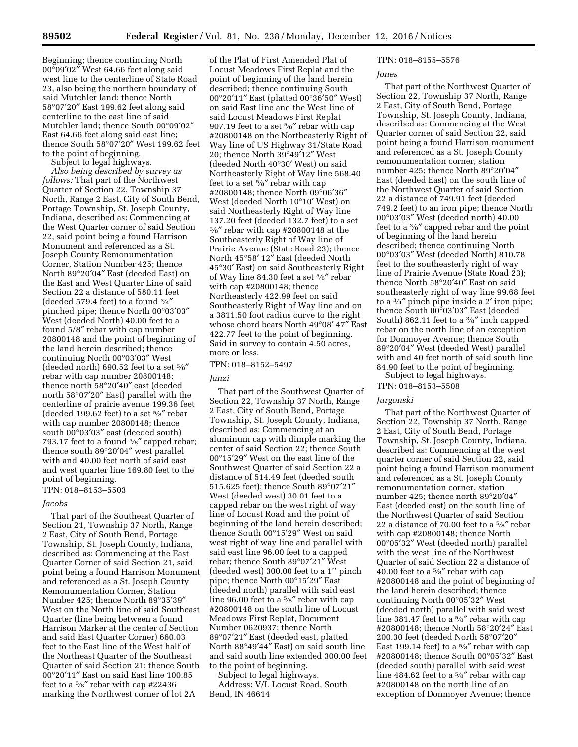Beginning; thence continuing North 00°09′02″ West 64.66 feet along said west line to the centerline of State Road 23, also being the northern boundary of said Mutchler land; thence North 58°07′20″ East 199.62 feet along said centerline to the east line of said Mutchler land; thence South 00°09′02″ East 64.66 feet along said east line; thence South 58°07′20″ West 199.62 feet to the point of beginning.

Subject to legal highways.

*Also being described by survey as follows:* That part of the Northwest Quarter of Section 22, Township 37 North, Range 2 East, City of South Bend, Portage Township, St. Joseph County, Indiana, described as: Commencing at the West Quarter corner of said Section 22, said point being a found Harrison Monument and referenced as a St. Joseph County Remonumentation Corner, Station Number 425; thence North 89°20′04″ East (deeded East) on the East and West Quarter Line of said Section 22 a distance of 580.11 feet (deeded 579.4 feet) to a found ¾″ pinched pipe; thence North 00°03′03″ West (deeded North) 40.00 feet to a found 5/8″ rebar with cap number 20800148 and the point of beginning of the land herein described; thence continuing North 00°03′03″ West (deeded north) 690.52 feet to a set ⅝″ rebar with cap number 20800148; thence north 58°20′40″ east (deeded north 58°07′20″ East) parallel with the centerline of prairie avenue 199.36 feet (deeded 199.62 feet) to a set ⅝″ rebar with cap number 20800148; thence south 00°03′03″ east (deeded south) 793.17 feet to a found ⅜″ capped rebar; thence south 89°20′04″ west parallel with and 40.00 feet north of said east and west quarter line 169.80 feet to the point of beginning.

TPN: 018–8153–5503

*Jacobs*

That part of the Southeast Quarter of Section 21, Township 37 North, Range 2 East, City of South Bend, Portage Township, St. Joseph County, Indiana, described as: Commencing at the East Quarter Corner of said Section 21, said point being a found Harrison Monument and referenced as a St. Joseph County Remonumentation Corner, Station Number 425; thence North 89°35′39″ West on the North line of said Southeast Quarter (line being between a found Harrison Marker at the center of Section and said East Quarter Corner) 660.03 feet to the East line of the West half of the Northeast Quarter of the Southeast Quarter of said Section 21; thence South 00°20′11″ East on said East line 100.85 feet to a ⅝″ rebar with cap #22436 marking the Northwest corner of lot 2A of the Plat of First Amended Plat of Locust Meadows First Replat and the point of beginning of the land herein described; thence continuing South 00°20′11″ East (platted 00°36′50″ West) on said East line and the West line of said Locust Meadows First Replat 907.19 feet to a set ⅝″ rebar with cap #20800148 on the Northeasterly Right of Way line of US Highway 31/State Road 20; thence North 39°49′12″ West (deeded North 40°30′ West) on said Northeasterly Right of Way line 568.40 feet to a set ⅝″ rebar with cap #20800148; thence North 09°06′36″ West (deeded North 10°10′ West) on said Northeasterly Right of Way line 137.20 feet (deeded 132.7 feet) to a set ⅝″ rebar with cap #20800148 at the Southeasterly Right of Way line of Prairie Avenue (State Road 23); thence North 45°58′ 12″ East (deeded North 45°30′ East) on said Southeasterly Right of Way line 84.30 feet a set ⅝″ rebar with cap #20800148; thence Northeasterly 422.99 feet on said Southeasterly Right of Way line and on a 3811.50 foot radius curve to the right whose chord bears North 49°08′ 47″ East 422.77 feet to the point of beginning. Said in survey to contain 4.50 acres, more or less.

TPN: 018–8152–5497

*Janzi*

That part of the Southwest Quarter of Section 22, Township 37 North, Range 2 East, City of South Bend, Portage Township, St. Joseph County, Indiana, described as: Commencing at an aluminum cap with dimple marking the center of said Section 22; thence South 00°15′29″ West on the east line of the Southwest Quarter of said Section 22 a distance of 514.49 feet (deeded south 515.625 feet); thence South 89°07′21″ West (deeded west) 30.01 feet to a capped rebar on the west right of way line of Locust Road and the point of beginning of the land herein described; thence South 00°15′29″ West on said west right of way line and parallel with said east line 96.00 feet to a capped rebar; thence South 89°07′21″ West (deeded west) 300.00 feet to a 1'' pinch pipe; thence North 00°15′29″ East (deeded north) parallel with said east line 96.00 feet to a ⅝″ rebar with cap #20800148 on the south line of Locust Meadows First Replat, Document Number 0620937; thence North 89°07′21″ East (deeded east, platted North 88°49′44″ East) on said south line and said south line extended 300.00 feet to the point of beginning.

Subject to legal highways.

Address: V/L Locust Road, South Bend, IN 46614

TPN: 018–8155–5576

*Jones*

That part of the Northwest Quarter of Section 22, Township 37 North, Range 2 East, City of South Bend, Portage Township, St. Joseph County, Indiana, described as: Commencing at the West Quarter corner of said Section 22, said point being a found Harrison monument and referenced as a St. Joseph County remonumentation corner, station number 425; thence North 89°20′04″ East (deeded East) on the south line of the Northwest Quarter of said Section 22 a distance of 749.91 feet (deeded 749.2 feet) to an iron pipe; thence North 00°03′03″ West (deeded north) 40.00 feet to a ⅜″ capped rebar and the point of beginning of the land herein described; thence continuing North 00°03′03″ West (deeded North) 810.78 feet to the southeasterly right of way line of Prairie Avenue (State Road 23); thence North 58°20′40″ East on said southeasterly right of way line 99.68 feet to a ¾″ pinch pipe inside a 2′ iron pipe; thence South 00°03′03″ East (deeded South) 862.11 feet to a ⅜″ inch capped rebar on the north line of an exception for Donmoyer Avenue; thence South 89°20′04″ West (deeded West) parallel with and 40 feet north of said south line 84.90 feet to the point of beginning.

Subject to legal highways.

TPN: 018–8153–5508

*Jurgonski*

That part of the Northwest Quarter of Section 22, Township 37 North, Range 2 East, City of South Bend, Portage Township, St. Joseph County, Indiana, described as: Commencing at the west quarter corner of said Section 22, said point being a found Harrison monument and referenced as a St. Joseph County remonumentation corner, station number 425; thence north 89°20′04″ East (deeded east) on the south line of the Northwest Quarter of said Section 22 a distance of 70.00 feet to a ⅝″ rebar with cap #20800148; thence North 00°05′32″ West (deeded north) parallel with the west line of the Northwest Quarter of said Section 22 a distance of 40.00 feet to a ⅝″ rebar with cap #20800148 and the point of beginning of the land herein described; thence continuing North 00°05′32″ West (deeded north) parallel with said west line 381.47 feet to a ⅝″ rebar with cap #20800148; thence North 58°20′24″ East 200.30 feet (deeded North 58°07′20″ East 199.14 feet) to a ⅝″ rebar with cap #20800148; thence South 00°05′32″ East (deeded south) parallel with said west line 484.62 feet to a ⅝″ rebar with cap #20800148 on the north line of an exception of Donmoyer Avenue; thence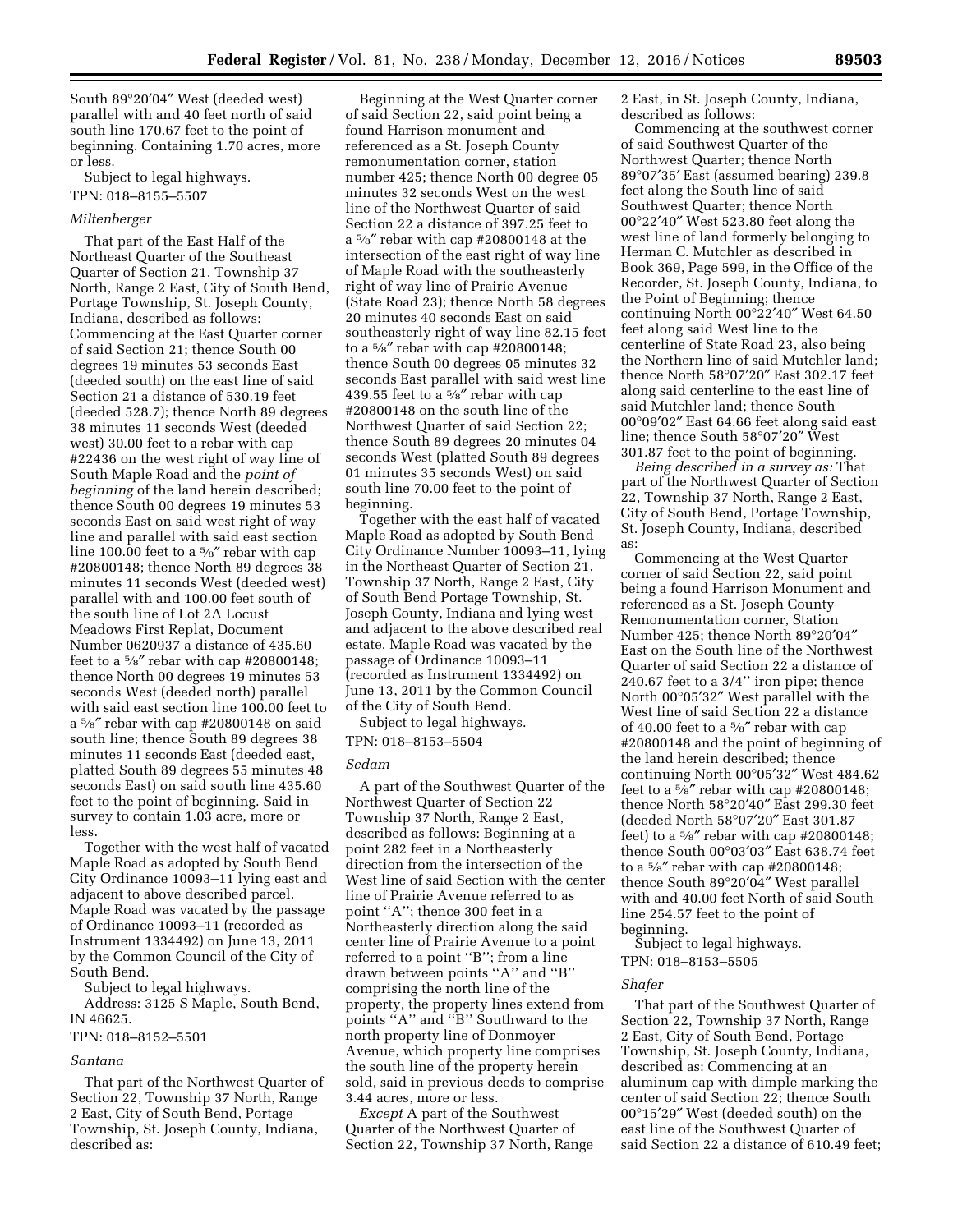South 89°20′04″ West (deeded west) parallel with and 40 feet north of said south line 170.67 feet to the point of beginning. Containing 1.70 acres, more or less.

Subject to legal highways.

TPN: 018–8155–5507

*Miltenberger*

That part of the East Half of the Northeast Quarter of the Southeast Quarter of Section 21, Township 37 North, Range 2 East, City of South Bend, Portage Township, St. Joseph County, Indiana, described as follows: Commencing at the East Quarter corner of said Section 21; thence South 00 degrees 19 minutes 53 seconds East (deeded south) on the east line of said Section 21 a distance of 530.19 feet (deeded 528.7); thence North 89 degrees 38 minutes 11 seconds West (deeded west) 30.00 feet to a rebar with cap #22436 on the west right of way line of South Maple Road and the *point of beginning* of the land herein described; thence South 00 degrees 19 minutes 53 seconds East on said west right of way line and parallel with said east section line 100.00 feet to a ⅝″ rebar with cap #20800148; thence North 89 degrees 38 minutes 11 seconds West (deeded west) parallel with and 100.00 feet south of the south line of Lot 2A Locust Meadows First Replat, Document Number 0620937 a distance of 435.60 feet to a ⅝″ rebar with cap #20800148; thence North 00 degrees 19 minutes 53 seconds West (deeded north) parallel with said east section line 100.00 feet to a ⅝″ rebar with cap #20800148 on said south line; thence South 89 degrees 38 minutes 11 seconds East (deeded east, platted South 89 degrees 55 minutes 48 seconds East) on said south line 435.60 feet to the point of beginning. Said in survey to contain 1.03 acre, more or less.

Together with the west half of vacated Maple Road as adopted by South Bend City Ordinance 10093–11 lying east and adjacent to above described parcel. Maple Road was vacated by the passage of Ordinance 10093–11 (recorded as Instrument 1334492) on June 13, 2011 by the Common Council of the City of South Bend.

Subject to legal highways.

Address: 3125 S Maple, South Bend, IN 46625.

TPN: 018–8152–5501

*Santana*

That part of the Northwest Quarter of Section 22, Township 37 North, Range 2 East, City of South Bend, Portage Township, St. Joseph County, Indiana, described as:

Beginning at the West Quarter corner of said Section 22, said point being a found Harrison monument and referenced as a St. Joseph County remonumentation corner, station number 425; thence North 00 degree 05 minutes 32 seconds West on the west line of the Northwest Quarter of said Section 22 a distance of 397.25 feet to a ⅝″ rebar with cap #20800148 at the intersection of the east right of way line of Maple Road with the southeasterly right of way line of Prairie Avenue (State Road 23); thence North 58 degrees 20 minutes 40 seconds East on said southeasterly right of way line 82.15 feet to a ⅝″ rebar with cap #20800148; thence South 00 degrees 05 minutes 32 seconds East parallel with said west line 439.55 feet to a ⅝″ rebar with cap #20800148 on the south line of the Northwest Quarter of said Section 22; thence South 89 degrees 20 minutes 04 seconds West (platted South 89 degrees 01 minutes 35 seconds West) on said south line 70.00 feet to the point of beginning.

Together with the east half of vacated Maple Road as adopted by South Bend City Ordinance Number 10093–11, lying in the Northeast Quarter of Section 21, Township 37 North, Range 2 East, City of South Bend Portage Township, St. Joseph County, Indiana and lying west and adjacent to the above described real estate. Maple Road was vacated by the passage of Ordinance 10093–11 (recorded as Instrument 1334492) on June 13, 2011 by the Common Council of the City of South Bend.

Subject to legal highways.

TPN: 018–8153–5504

*Sedam*

A part of the Southwest Quarter of the Northwest Quarter of Section 22 Township 37 North, Range 2 East, described as follows: Beginning at a point 282 feet in a Northeasterly direction from the intersection of the West line of said Section with the center line of Prairie Avenue referred to as point ''A''; thence 300 feet in a Northeasterly direction along the said center line of Prairie Avenue to a point referred to a point ''B''; from a line drawn between points ''A'' and ''B'' comprising the north line of the property, the property lines extend from points ''A'' and ''B'' Southward to the north property line of Donmoyer Avenue, which property line comprises the south line of the property herein sold, said in previous deeds to comprise 3.44 acres, more or less.

*Except* A part of the Southwest Quarter of the Northwest Quarter of Section 22, Township 37 North, Range 2 East, in St. Joseph County, Indiana, described as follows:

Commencing at the southwest corner of said Southwest Quarter of the Northwest Quarter; thence North 89°07′35′ East (assumed bearing) 239.8 feet along the South line of said Southwest Quarter; thence North 00°22′40″ West 523.80 feet along the west line of land formerly belonging to Herman C. Mutchler as described in Book 369, Page 599, in the Office of the Recorder, St. Joseph County, Indiana, to the Point of Beginning; thence continuing North 00°22′40″ West 64.50 feet along said West line to the centerline of State Road 23, also being the Northern line of said Mutchler land; thence North 58°07′20″ East 302.17 feet along said centerline to the east line of said Mutchler land; thence South 00°09′02″ East 64.66 feet along said east line; thence South 58°07′20″ West 301.87 feet to the point of beginning.

*Being described in a survey as:* That part of the Northwest Quarter of Section 22, Township 37 North, Range 2 East, City of South Bend, Portage Township, St. Joseph County, Indiana, described as:

Commencing at the West Quarter corner of said Section 22, said point being a found Harrison Monument and referenced as a St. Joseph County Remonumentation corner, Station Number 425; thence North 89°20′04″ East on the South line of the Northwest Quarter of said Section 22 a distance of 240.67 feet to a 3/4'' iron pipe; thence North 00°05′32″ West parallel with the West line of said Section 22 a distance of 40.00 feet to a ⅝″ rebar with cap #20800148 and the point of beginning of the land herein described; thence continuing North 00°05′32″ West 484.62 feet to a ⅝″ rebar with cap #20800148; thence North 58°20′40″ East 299.30 feet (deeded North 58°07′20″ East 301.87 feet) to a ⅝″ rebar with cap #20800148; thence South 00°03′03″ East 638.74 feet to a ⅝″ rebar with cap #20800148; thence South 89°20′04″ West parallel with and 40.00 feet North of said South line 254.57 feet to the point of beginning.

Subject to legal highways.

TPN: 018–8153–5505

*Shafer*

That part of the Southwest Quarter of Section 22, Township 37 North, Range 2 East, City of South Bend, Portage Township, St. Joseph County, Indiana, described as: Commencing at an aluminum cap with dimple marking the center of said Section 22; thence South 00°15′29″ West (deeded south) on the east line of the Southwest Quarter of said Section 22 a distance of 610.49 feet;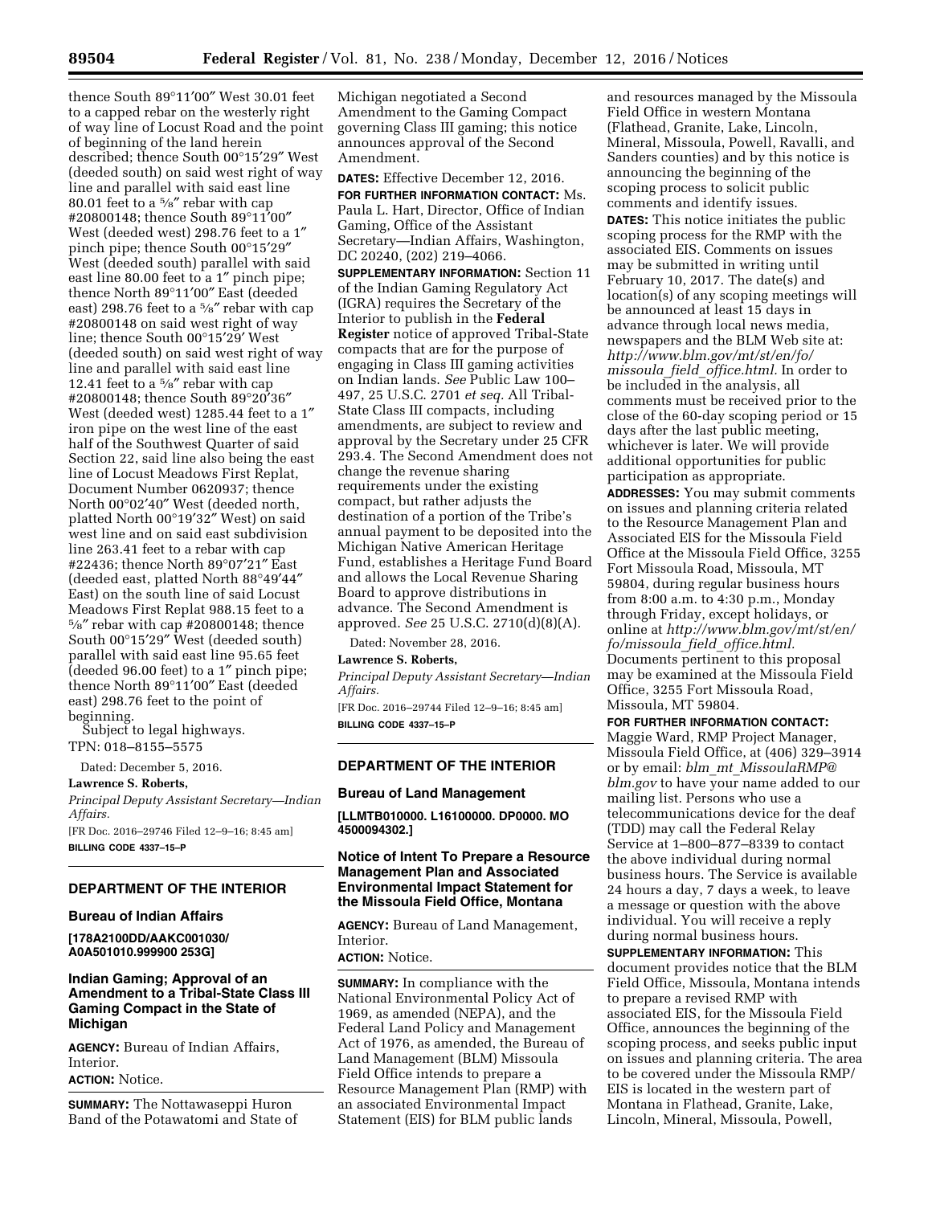thence South 89°11′00″ West 30.01 feet to a capped rebar on the westerly right of way line of Locust Road and the point of beginning of the land herein described; thence South 00°15′29″ West (deeded south) on said west right of way line and parallel with said east line 80.01 feet to a ⅝″ rebar with cap #20800148; thence South 89°11′00″ West (deeded west) 298.76 feet to a 1″ pinch pipe; thence South 00°15′29″ West (deeded south) parallel with said east line 80.00 feet to a 1″ pinch pipe; thence North 89°11′00″ East (deeded east) 298.76 feet to a ⅝″ rebar with cap #20800148 on said west right of way line; thence South 00°15′29′ West (deeded south) on said west right of way line and parallel with said east line 12.41 feet to a ⅝″ rebar with cap #20800148; thence South 89°20′36″ West (deeded west) 1285.44 feet to a 1″ iron pipe on the west line of the east half of the Southwest Quarter of said Section 22, said line also being the east line of Locust Meadows First Replat, Document Number 0620937; thence North 00°02′40″ West (deeded north, platted North 00°19′32″ West) on said west line and on said east subdivision line 263.41 feet to a rebar with cap #22436; thence North 89°07′21″ East (deeded east, platted North 88°49′44″ East) on the south line of said Locust Meadows First Replat 988.15 feet to a ⅝″ rebar with cap #20800148; thence South 00°15′29″ West (deeded south) parallel with said east line 95.65 feet (deeded 96.00 feet) to a 1″ pinch pipe; thence North 89°11′00″ East (deeded east) 298.76 feet to the point of beginning.

Subject to legal highways.

TPN: 018–8155–5575

Dated: December 5, 2016.

**Lawrence S. Roberts,**

*Principal Deputy Assistant Secretary—Indian Affairs.*

[FR Doc. 2016–29746 Filed 12–9–16; 8:45 am]

**BILLING CODE 4337–15–P**

## DEPARTMENT OF THE INTERIOR

### Bureau of Indian Affairs

**[178A2100DD/AAKC001030/A0A501010.999900 253G]**

### Indian Gaming; Approval of an Amendment to a Tribal-State Class III Gaming Compact in the State of Michigan

**AGENCY:** Bureau of Indian Affairs, Interior.

**ACTION:** Notice.

**SUMMARY:** The Nottawaseppi Huron Band of the Potawatomi and State of Michigan negotiated a Second Amendment to the Gaming Compact governing Class III gaming; this notice announces approval of the Second Amendment.

**DATES:** Effective December 12, 2016.

**FOR FURTHER INFORMATION CONTACT:** Ms. Paula L. Hart, Director, Office of Indian Gaming, Office of the Assistant Secretary—Indian Affairs, Washington, DC 20240, (202) 219–4066.

**SUPPLEMENTARY INFORMATION:** Section 11 of the Indian Gaming Regulatory Act (IGRA) requires the Secretary of the Interior to publish in the **Federal Register** notice of approved Tribal-State compacts that are for the purpose of engaging in Class III gaming activities on Indian lands. *See* Public Law 100–497, 25 U.S.C. 2701 *et seq.* All Tribal-State Class III compacts, including amendments, are subject to review and approval by the Secretary under 25 CFR 293.4. The Second Amendment does not change the revenue sharing requirements under the existing compact, but rather adjusts the destination of a portion of the Tribe's annual payment to be deposited into the Michigan Native American Heritage Fund, establishes a Heritage Fund Board and allows the Local Revenue Sharing Board to approve distributions in advance. The Second Amendment is approved. *See* 25 U.S.C. 2710(d)(8)(A).

Dated: November 28, 2016.

**Lawrence S. Roberts,**

*Principal Deputy Assistant Secretary—Indian Affairs.*

[FR Doc. 2016–29744 Filed 12–9–16; 8:45 am]

**BILLING CODE 4337–15–P**

## DEPARTMENT OF THE INTERIOR

### Bureau of Land Management

**[LLMTB010000. L16100000. DP0000. MO 4500094302.]**

### Notice of Intent To Prepare a Resource Management Plan and Associated Environmental Impact Statement for the Missoula Field Office, Montana

**AGENCY:** Bureau of Land Management, Interior.

**ACTION:** Notice.

**SUMMARY:** In compliance with the National Environmental Policy Act of 1969, as amended (NEPA), and the Federal Land Policy and Management Act of 1976, as amended, the Bureau of Land Management (BLM) Missoula Field Office intends to prepare a Resource Management Plan (RMP) with an associated Environmental Impact Statement (EIS) for BLM public lands and resources managed by the Missoula Field Office in western Montana (Flathead, Granite, Lake, Lincoln, Mineral, Missoula, Powell, Ravalli, and Sanders counties) and by this notice is announcing the beginning of the scoping process to solicit public comments and identify issues.

**DATES:** This notice initiates the public scoping process for the RMP with the associated EIS. Comments on issues may be submitted in writing until February 10, 2017. The date(s) and location(s) of any scoping meetings will be announced at least 15 days in advance through local news media, newspapers and the BLM Web site at: *http://www.blm.gov/mt/st/en/fo/missoula_field_office.html.* In order to be included in the analysis, all comments must be received prior to the close of the 60-day scoping period or 15 days after the last public meeting, whichever is later. We will provide additional opportunities for public participation as appropriate.

**ADDRESSES:** You may submit comments on issues and planning criteria related to the Resource Management Plan and Associated EIS for the Missoula Field Office at the Missoula Field Office, 3255 Fort Missoula Road, Missoula, MT 59804, during regular business hours from 8:00 a.m. to 4:30 p.m., Monday through Friday, except holidays, or online at *http://www.blm.gov/mt/st/en/fo/missoula_field_office.html.* Documents pertinent to this proposal may be examined at the Missoula Field Office, 3255 Fort Missoula Road, Missoula, MT 59804.

**FOR FURTHER INFORMATION CONTACT:** Maggie Ward, RMP Project Manager, Missoula Field Office, at (406) 329–3914 or by email: *blm_mt_MissoulaRMP@blm.gov* to have your name added to our mailing list. Persons who use a telecommunications device for the deaf (TDD) may call the Federal Relay Service at 1–800–877–8339 to contact the above individual during normal business hours. The Service is available 24 hours a day, 7 days a week, to leave a message or question with the above individual. You will receive a reply during normal business hours.

**SUPPLEMENTARY INFORMATION:** This document provides notice that the BLM Field Office, Missoula, Montana intends to prepare a revised RMP with associated EIS, for the Missoula Field Office, announces the beginning of the scoping process, and seeks public input on issues and planning criteria. The area to be covered under the Missoula RMP/EIS is located in the western part of Montana in Flathead, Granite, Lake, Lincoln, Mineral, Missoula, Powell,